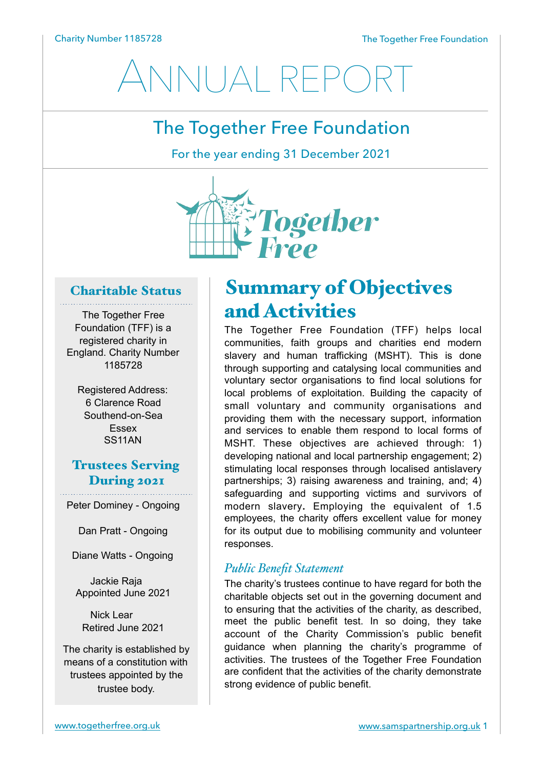# ANNUAL REPORT

## The Together Free Foundation

For the year ending 31 December 2021

### Charitable Status

The Together Free Foundation (TFF) is a registered charity in England. Charity Number 1185728

Registered Address:
6 Clarence Road
Southend-on-Sea
Essex
SS11AN

### Trustees Serving During 2021

Peter Dominey - Ongoing

Dan Pratt - Ongoing

Diane Watts - Ongoing

Jackie Raja
Appointed June 2021

Nick Lear
Retired June 2021

The charity is established by means of a constitution with trustees appointed by the trustee body.

## Summary of Objectives and Activities

The Together Free Foundation (TFF) helps local communities, faith groups and charities end modern slavery and human trafficking (MSHT). This is done through supporting and catalysing local communities and voluntary sector organisations to find local solutions for local problems of exploitation. Building the capacity of small voluntary and community organisations and providing them with the necessary support, information and services to enable them respond to local forms of MSHT. These objectives are achieved through: 1) developing national and local partnership engagement; 2) stimulating local responses through localised antislavery partnerships; 3) raising awareness and training, and; 4) safeguarding and supporting victims and survivors of modern slavery**.** Employing the equivalent of 1.5 employees, the charity offers excellent value for money for its output due to mobilising community and volunteer responses.

### *Public Benefit Statement*

The charity's trustees continue to have regard for both the charitable objects set out in the governing document and to ensuring that the activities of the charity, as described, meet the public benefit test. In so doing, they take account of the Charity Commission's public benefit guidance when planning the charity's programme of activities. The trustees of the Together Free Foundation are confident that the activities of the charity demonstrate strong evidence of public benefit.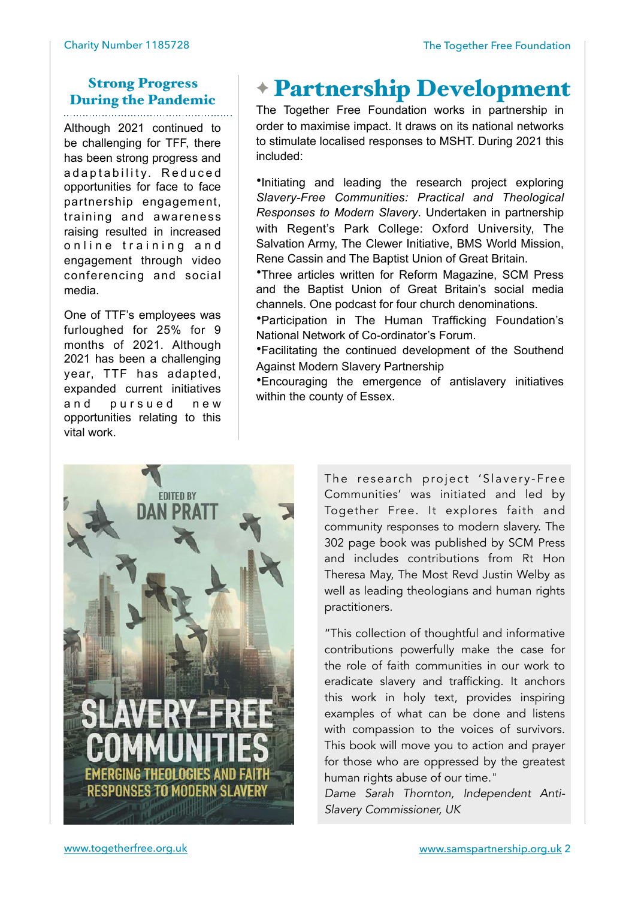## Strong Progress During the Pandemic

Although 2021 continued to be challenging for TFF, there has been strong progress and adaptability. Reduced opportunities for face to face partnership engagement, training and awareness raising resulted in increased online training and engagement through video conferencing and social media.

One of TTF's employees was furloughed for 25% for 9 months of 2021. Although 2021 has been a challenging year, TTF has adapted, expanded current initiatives and pursued new opportunities relating to this vital work.

# ✦ Partnership Development

The Together Free Foundation works in partnership in order to maximise impact. It draws on its national networks to stimulate localised responses to MSHT. During 2021 this included:

- Initiating and leading the research project exploring *Slavery-Free Communities: Practical and Theological Responses to Modern Slavery*. Undertaken in partnership with Regent's Park College: Oxford University, The Salvation Army, The Clewer Initiative, BMS World Mission, Rene Cassin and The Baptist Union of Great Britain.
- Three articles written for Reform Magazine, SCM Press and the Baptist Union of Great Britain's social media channels. One podcast for four church denominations.
- Participation in The Human Trafficking Foundation's National Network of Co-ordinator's Forum.
- Facilitating the continued development of the Southend Against Modern Slavery Partnership
- Encouraging the emergence of antislavery initiatives within the county of Essex.

EDITED BY DAN PRATT

SLAVERY-FREE COMMUNITIES

EMERGING THEOLOGIES AND FAITH RESPONSES TO MODERN SLAVERY

The research project 'Slavery-Free Communities' was initiated and led by Together Free. It explores faith and community responses to modern slavery. The 302 page book was published by SCM Press and includes contributions from Rt Hon Theresa May, The Most Revd Justin Welby as well as leading theologians and human rights practitioners.

"This collection of thoughtful and informative contributions powerfully make the case for the role of faith communities in our work to eradicate slavery and trafficking. It anchors this work in holy text, provides inspiring examples of what can be done and listens with compassion to the voices of survivors. This book will move you to action and prayer for those who are oppressed by the greatest human rights abuse of our time."

*Dame Sarah Thornton, Independent Anti-Slavery Commissioner, UK*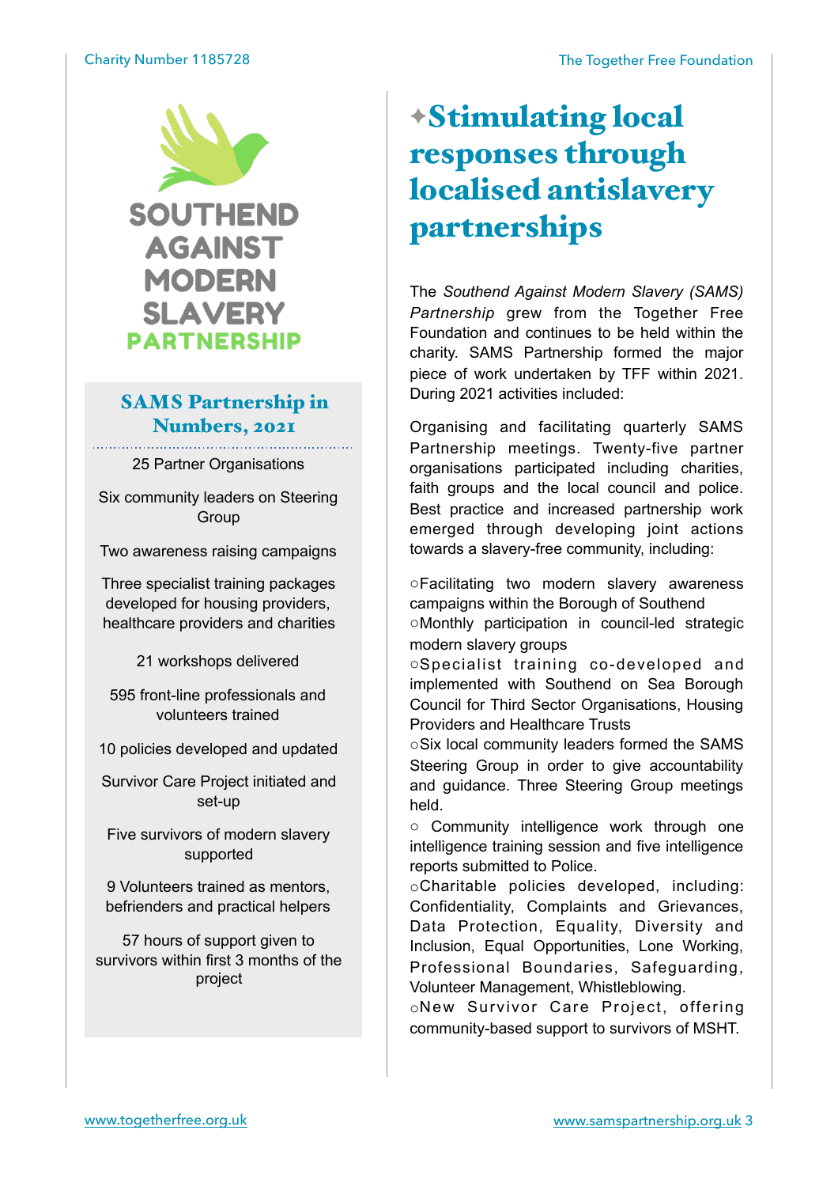SOUTHEND AGAINST MODERN SLAVERY PARTNERSHIP

## SAMS Partnership in Numbers, 2021

25 Partner Organisations

Six community leaders on Steering Group

Two awareness raising campaigns

Three specialist training packages developed for housing providers, healthcare providers and charities

21 workshops delivered

595 front-line professionals and volunteers trained

10 policies developed and updated

Survivor Care Project initiated and set-up

Five survivors of modern slavery supported

9 Volunteers trained as mentors, befrienders and practical helpers

57 hours of support given to survivors within first 3 months of the project

# ✦Stimulating local responses through localised antislavery partnerships

The *Southend Against Modern Slavery (SAMS) Partnership* grew from the Together Free Foundation and continues to be held within the charity. SAMS Partnership formed the major piece of work undertaken by TFF within 2021. During 2021 activities included:

Organising and facilitating quarterly SAMS Partnership meetings. Twenty-five partner organisations participated including charities, faith groups and the local council and police. Best practice and increased partnership work emerged through developing joint actions towards a slavery-free community, including:

- Facilitating two modern slavery awareness campaigns within the Borough of Southend
- Monthly participation in council-led strategic modern slavery groups
- Specialist training co-developed and implemented with Southend on Sea Borough Council for Third Sector Organisations, Housing Providers and Healthcare Trusts
- Six local community leaders formed the SAMS Steering Group in order to give accountability and guidance. Three Steering Group meetings held.
- Community intelligence work through one intelligence training session and five intelligence reports submitted to Police.
- Charitable policies developed, including: Confidentiality, Complaints and Grievances, Data Protection, Equality, Diversity and Inclusion, Equal Opportunities, Lone Working, Professional Boundaries, Safeguarding, Volunteer Management, Whistleblowing.
- New Survivor Care Project, offering community-based support to survivors of MSHT.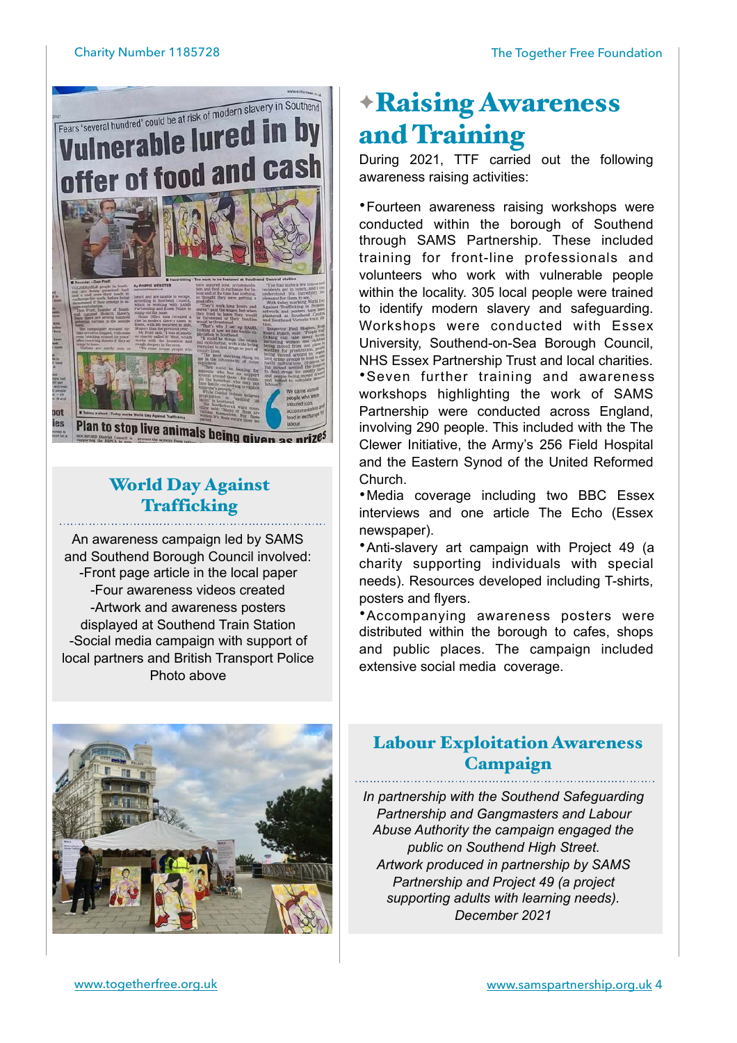## World Day Against Trafficking

An awareness campaign led by SAMS and Southend Borough Council involved:
-Front page article in the local paper
-Four awareness videos created
-Artwork and awareness posters displayed at Southend Train Station
-Social media campaign with support of local partners and British Transport Police
Photo above

# ✦Raising Awareness and Training

During 2021, TTF carried out the following awareness raising activities:

- Fourteen awareness raising workshops were conducted within the borough of Southend through SAMS Partnership. These included training for front-line professionals and volunteers who work with vulnerable people within the locality. 305 local people were trained to identify modern slavery and safeguarding. Workshops were conducted with Essex University, Southend-on-Sea Borough Council, NHS Essex Partnership Trust and local charities.
- Seven further training and awareness workshops highlighting the work of SAMS Partnership were conducted across England, involving 290 people. This included with the The Clewer Initiative, the Army's 256 Field Hospital and the Eastern Synod of the United Reformed Church.
- Media coverage including two BBC Essex interviews and one article The Echo (Essex newspaper).
- Anti-slavery art campaign with Project 49 (a charity supporting individuals with special needs). Resources developed including T-shirts, posters and flyers.
- Accompanying awareness posters were distributed within the borough to cafes, shops and public places. The campaign included extensive social media coverage.

## Labour Exploitation Awareness Campaign

*In partnership with the Southend Safeguarding Partnership and Gangmasters and Labour Abuse Authority the campaign engaged the public on Southend High Street. Artwork produced in partnership by SAMS Partnership and Project 49 (a project supporting adults with learning needs). December 2021*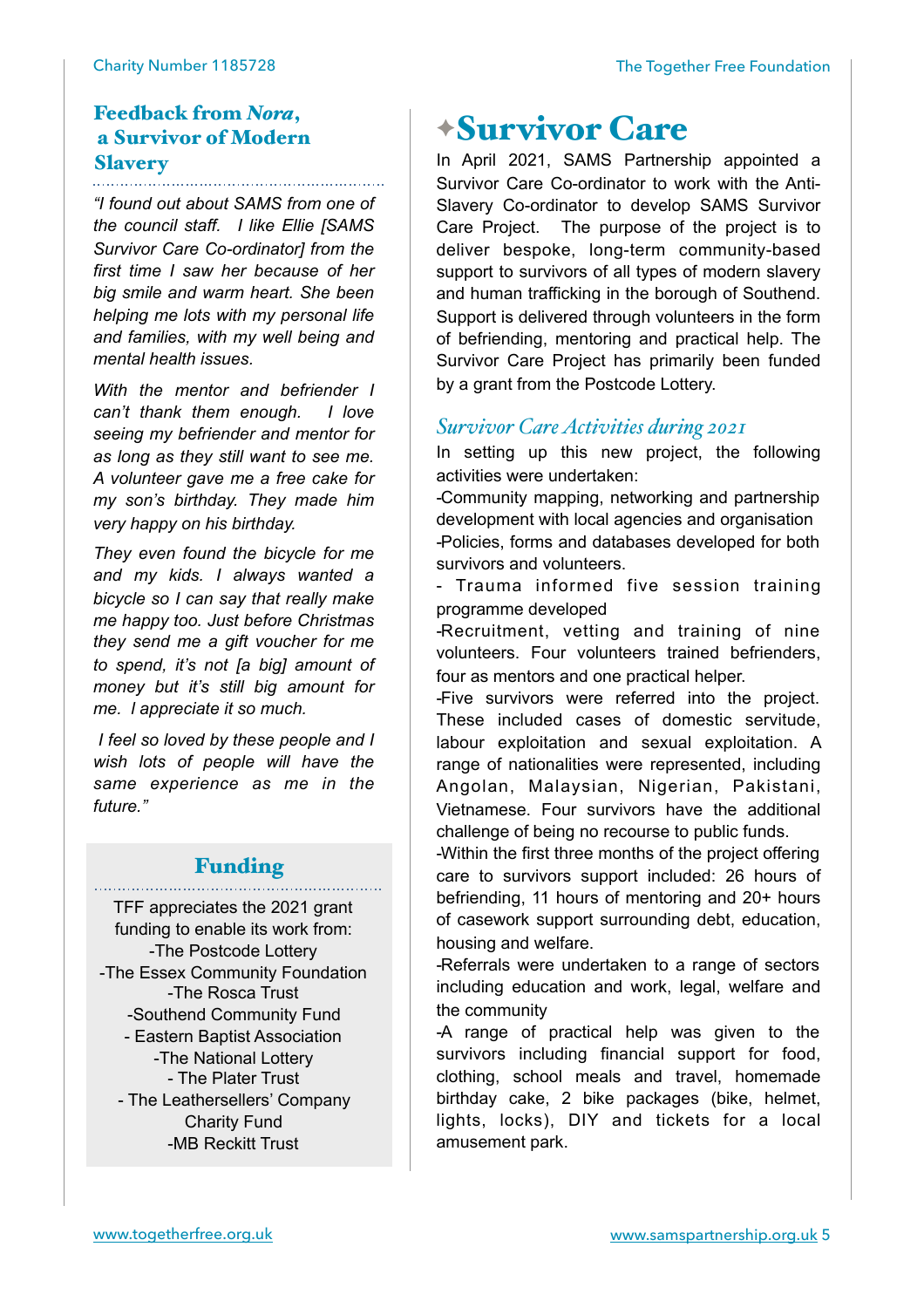## Feedback from *Nora*, a Survivor of Modern Slavery

*"I found out about SAMS from one of the council staff. I like Ellie [SAMS Survivor Care Co-ordinator] from the first time I saw her because of her big smile and warm heart. She been helping me lots with my personal life and families, with my well being and mental health issues.*

*With the mentor and befriender I can't thank them enough. I love seeing my befriender and mentor for as long as they still want to see me. A volunteer gave me a free cake for my son's birthday. They made him very happy on his birthday.*

*They even found the bicycle for me and my kids. I always wanted a bicycle so I can say that really make me happy too. Just before Christmas they send me a gift voucher for me to spend, it's not [a big] amount of money but it's still big amount for me. I appreciate it so much.*

*I feel so loved by these people and I wish lots of people will have the same experience as me in the future."*

## Funding

TFF appreciates the 2021 grant funding to enable its work from:

-The Postcode Lottery
-The Essex Community Foundation
-The Rosca Trust
-Southend Community Fund
- Eastern Baptist Association
-The National Lottery
- The Plater Trust
- The Leathersellers' Company Charity Fund
-MB Reckitt Trust

# ✦Survivor Care

In April 2021, SAMS Partnership appointed a Survivor Care Co-ordinator to work with the Anti-Slavery Co-ordinator to develop SAMS Survivor Care Project. The purpose of the project is to deliver bespoke, long-term community-based support to survivors of all types of modern slavery and human trafficking in the borough of Southend. Support is delivered through volunteers in the form of befriending, mentoring and practical help. The Survivor Care Project has primarily been funded by a grant from the Postcode Lottery.

### *Survivor Care Activities during 2021*

In setting up this new project, the following activities were undertaken:

-Community mapping, networking and partnership development with local agencies and organisation

-Policies, forms and databases developed for both survivors and volunteers.

- Trauma informed five session training programme developed

-Recruitment, vetting and training of nine volunteers. Four volunteers trained befrienders, four as mentors and one practical helper.

-Five survivors were referred into the project. These included cases of domestic servitude, labour exploitation and sexual exploitation. A range of nationalities were represented, including Angolan, Malaysian, Nigerian, Pakistani, Vietnamese. Four survivors have the additional challenge of being no recourse to public funds.

-Within the first three months of the project offering care to survivors support included: 26 hours of befriending, 11 hours of mentoring and 20+ hours of casework support surrounding debt, education, housing and welfare.

-Referrals were undertaken to a range of sectors including education and work, legal, welfare and the community

-A range of practical help was given to the survivors including financial support for food, clothing, school meals and travel, homemade birthday cake, 2 bike packages (bike, helmet, lights, locks), DIY and tickets for a local amusement park.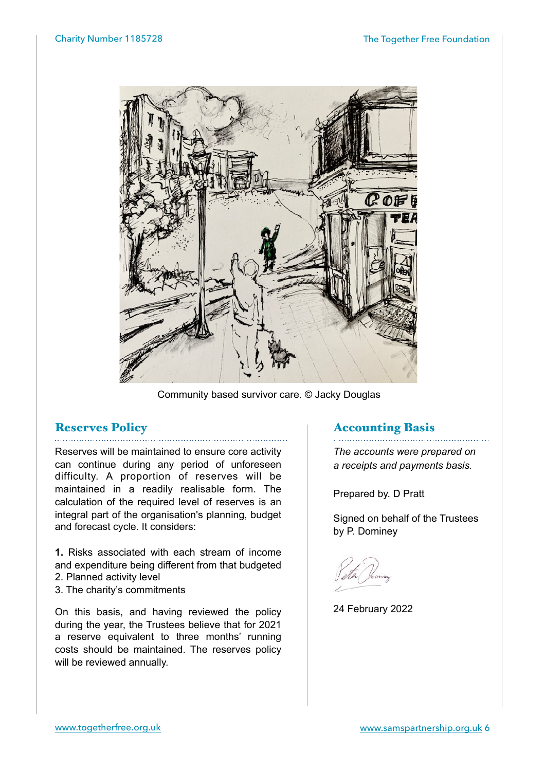Community based survivor care. © Jacky Douglas

## Reserves Policy

Reserves will be maintained to ensure core activity can continue during any period of unforeseen difficulty. A proportion of reserves will be maintained in a readily realisable form. The calculation of the required level of reserves is an integral part of the organisation's planning, budget and forecast cycle. It considers:

**1.** Risks associated with each stream of income and expenditure being different from that budgeted
2. Planned activity level
3. The charity's commitments

On this basis, and having reviewed the policy during the year, the Trustees believe that for 2021 a reserve equivalent to three months' running costs should be maintained. The reserves policy will be reviewed annually.

## Accounting Basis

*The accounts were prepared on a receipts and payments basis.*

Prepared by. D Pratt

Signed on behalf of the Trustees by P. Dominey

24 February 2022